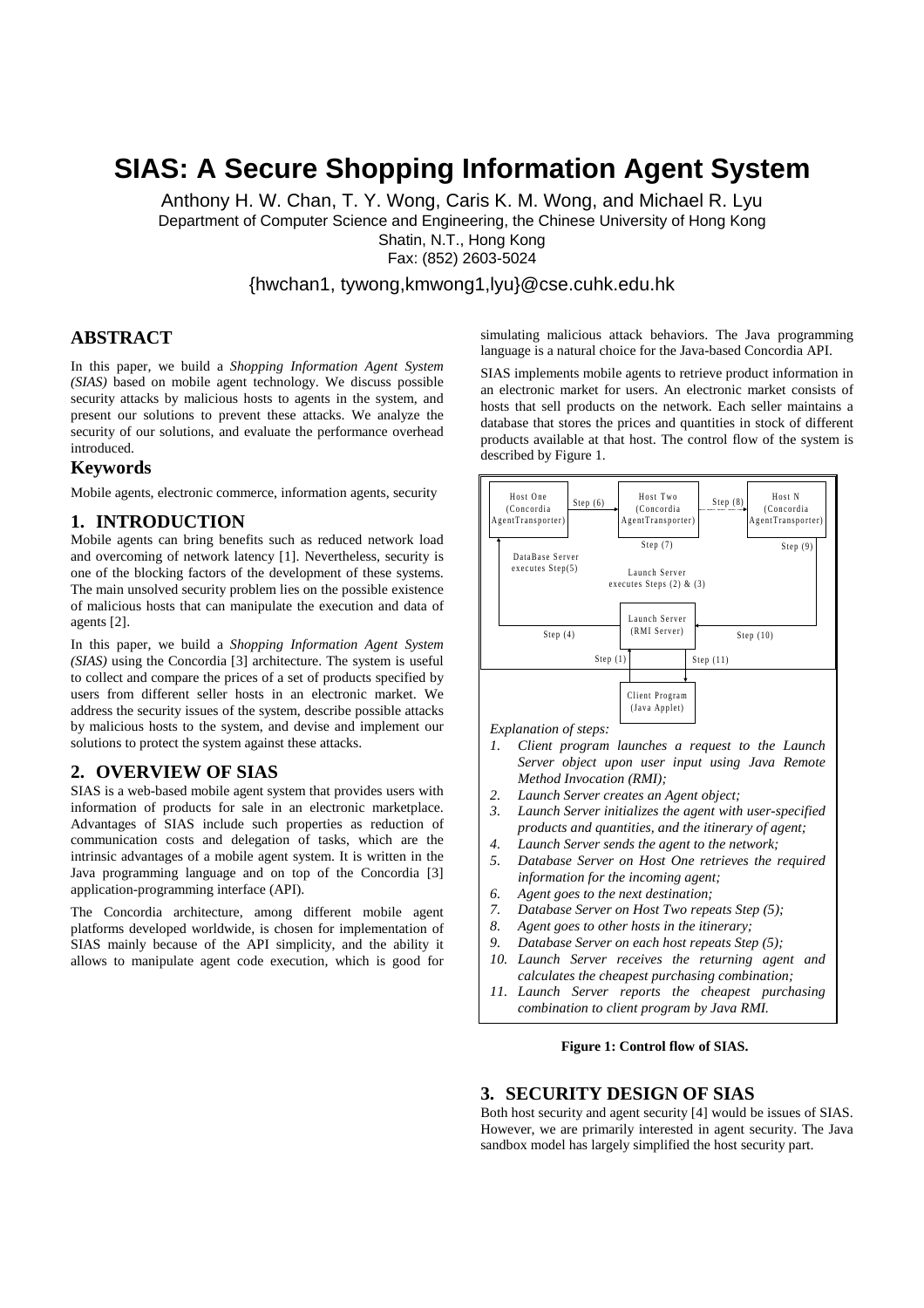# SIAS: A Secure Shopping Information Agent System

Anthony H. W. Chan, T. Y. Wong, Caris K. M. Wong, and Michael R. Lyu
Department of Computer Science and Engineering, the Chinese University of Hong Kong
Shatin, N.T., Hong Kong
Fax: (852) 2603-5024

{hwchan1, tywong,kmwong1,lyu}@cse.cuhk.edu.hk

## ABSTRACT

In this paper, we build a *Shopping Information Agent System (SIAS)* based on mobile agent technology. We discuss possible security attacks by malicious hosts to agents in the system, and present our solutions to prevent these attacks. We analyze the security of our solutions, and evaluate the performance overhead introduced.

## Keywords

Mobile agents, electronic commerce, information agents, security

## 1. INTRODUCTION

Mobile agents can bring benefits such as reduced network load and overcoming of network latency [1]. Nevertheless, security is one of the blocking factors of the development of these systems. The main unsolved security problem lies on the possible existence of malicious hosts that can manipulate the execution and data of agents [2].

In this paper, we build a *Shopping Information Agent System (SIAS)* using the Concordia [3] architecture. The system is useful to collect and compare the prices of a set of products specified by users from different seller hosts in an electronic market. We address the security issues of the system, describe possible attacks by malicious hosts to the system, and devise and implement our solutions to protect the system against these attacks.

## 2. OVERVIEW OF SIAS

SIAS is a web-based mobile agent system that provides users with information of products for sale in an electronic marketplace. Advantages of SIAS include such properties as reduction of communication costs and delegation of tasks, which are the intrinsic advantages of a mobile agent system. It is written in the Java programming language and on top of the Concordia [3] application-programming interface (API).

The Concordia architecture, among different mobile agent platforms developed worldwide, is chosen for implementation of SIAS mainly because of the API simplicity, and the ability it allows to manipulate agent code execution, which is good for simulating malicious attack behaviors. The Java programming language is a natural choice for the Java-based Concordia API.

SIAS implements mobile agents to retrieve product information in an electronic market for users. An electronic market consists of hosts that sell products on the network. Each seller maintains a database that stores the prices and quantities in stock of different products available at that host. The control flow of the system is described by Figure 1.

Host One (Concordia AgentTransporter) —Step (6)→ Host Two (Concordia AgentTransporter) —Step (8)→ Host N (Concordia AgentTransporter)

Step (7) — Step (9)

DataBase Server executes Step(5)

Launch Server executes Steps (2) & (3)

Launch Server (RMI Server) — Step (4) — Step (10)

Step (1) — Step (11)

Client Program (Java Applet)

*Explanation of steps:*

1. *Client program launches a request to the Launch Server object upon user input using Java Remote Method Invocation (RMI);*
2. *Launch Server creates an Agent object;*
3. *Launch Server initializes the agent with user-specified products and quantities, and the itinerary of agent;*
4. *Launch Server sends the agent to the network;*
5. *Database Server on Host One retrieves the required information for the incoming agent;*
6. *Agent goes to the next destination;*
7. *Database Server on Host Two repeats Step (5);*
8. *Agent goes to other hosts in the itinerary;*
9. *Database Server on each host repeats Step (5);*
10. *Launch Server receives the returning agent and calculates the cheapest purchasing combination;*
11. *Launch Server reports the cheapest purchasing combination to client program by Java RMI.*

**Figure 1: Control flow of SIAS.**

## 3. SECURITY DESIGN OF SIAS

Both host security and agent security [4] would be issues of SIAS. However, we are primarily interested in agent security. The Java sandbox model has largely simplified the host security part.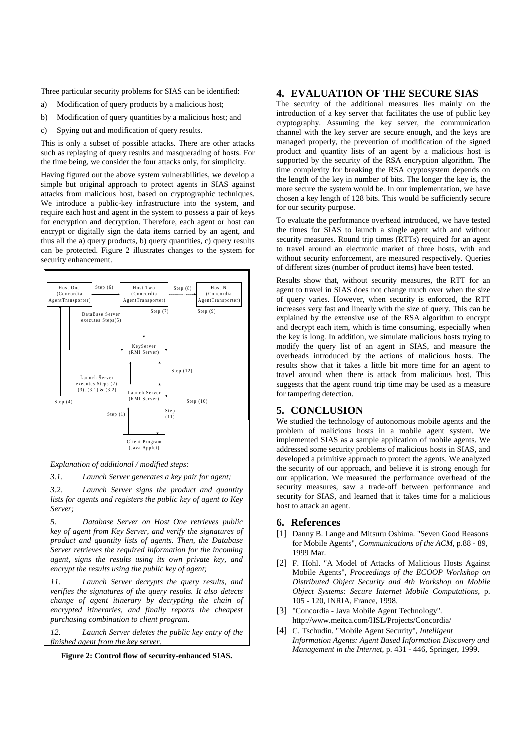Three particular security problems for SIAS can be identified:

a) Modification of query products by a malicious host;

b) Modification of query quantities by a malicious host; and

c) Spying out and modification of query results.

This is only a subset of possible attacks. There are other attacks such as replaying of query results and masquerading of hosts. For the time being, we consider the four attacks only, for simplicity.

Having figured out the above system vulnerabilities, we develop a simple but original approach to protect agents in SIAS against attacks from malicious host, based on cryptographic techniques. We introduce a public-key infrastructure into the system, and require each host and agent in the system to possess a pair of keys for encryption and decryption. Therefore, each agent or host can encrypt or digitally sign the data items carried by an agent, and thus all the a) query products, b) query quantities, c) query results can be protected. Figure 2 illustrates changes to the system for security enhancement.

Host One (Concordia AgentTransporter)
Step (6)
Host Two (Concordia AgentTransporter)
Step (8)
Host N (Concordia AgentTransporter)
DataBase Server executes Steps(5)
Step (7)
Step (9)
KeyServer (RMI Server)
Step (12)
Launch Server executes Steps (2), (3), (3.1) & (3.2)
Launch Server (RMI Server)
Step (4)
Step (10)
Step (1)
Step (11)
Client Program (Java Applet)

*Explanation of additional / modified steps:*

*3.1. Launch Server generates a key pair for agent;*

*3.2. Launch Server signs the product and quantity lists for agents and registers the public key of agent to Key Server;*

*5. Database Server on Host One retrieves public key of agent from Key Server, and verify the signatures of product and quantity lists of agents. Then, the Database Server retrieves the required information for the incoming agent, signs the results using its own private key, and encrypt the results using the public key of agent;*

*11. Launch Server decrypts the query results, and verifies the signatures of the query results. It also detects change of agent itinerary by decrypting the chain of encrypted itineraries, and finally reports the cheapest purchasing combination to client program.*

*12. Launch Server deletes the public key entry of the finished agent from the key server.*

**Figure 2: Control flow of security-enhanced SIAS.**

## 4. EVALUATION OF THE SECURE SIAS

The security of the additional measures lies mainly on the introduction of a key server that facilitates the use of public key cryptography. Assuming the key server, the communication channel with the key server are secure enough, and the keys are managed properly, the prevention of modification of the signed product and quantity lists of an agent by a malicious host is supported by the security of the RSA encryption algorithm. The time complexity for breaking the RSA cryptosystem depends on the length of the key in number of bits. The longer the key is, the more secure the system would be. In our implementation, we have chosen a key length of 128 bits. This would be sufficiently secure for our security purpose.

To evaluate the performance overhead introduced, we have tested the times for SIAS to launch a single agent with and without security measures. Round trip times (RTTs) required for an agent to travel around an electronic market of three hosts, with and without security enforcement, are measured respectively. Queries of different sizes (number of product items) have been tested.

Results show that, without security measures, the RTT for an agent to travel in SIAS does not change much over when the size of query varies. However, when security is enforced, the RTT increases very fast and linearly with the size of query. This can be explained by the extensive use of the RSA algorithm to encrypt and decrypt each item, which is time consuming, especially when the key is long. In addition, we simulate malicious hosts trying to modify the query list of an agent in SIAS, and measure the overheads introduced by the actions of malicious hosts. The results show that it takes a little bit more time for an agent to travel around when there is attack from malicious host. This suggests that the agent round trip time may be used as a measure for tampering detection.

## 5. CONCLUSION

We studied the technology of autonomous mobile agents and the problem of malicious hosts in a mobile agent system. We implemented SIAS as a sample application of mobile agents. We addressed some security problems of malicious hosts in SIAS, and developed a primitive approach to protect the agents. We analyzed the security of our approach, and believe it is strong enough for our application. We measured the performance overhead of the security measures, saw a trade-off between performance and security for SIAS, and learned that it takes time for a malicious host to attack an agent.

## 6. References

[1] Danny B. Lange and Mitsuru Oshima. "Seven Good Reasons for Mobile Agents", *Communications of the ACM*, p.88 - 89, 1999 Mar.

[2] F. Hohl. "A Model of Attacks of Malicious Hosts Against Mobile Agents", *Proceedings of the ECOOP Workshop on Distributed Object Security and 4th Workshop on Mobile Object Systems: Secure Internet Mobile Computations*, p. 105 - 120, INRIA, France, 1998.

[3] "Concordia - Java Mobile Agent Technology". http://www.meitca.com/HSL/Projects/Concordia/

[4] C. Tschudin. "Mobile Agent Security", *Intelligent Information Agents: Agent Based Information Discovery and Management in the Internet*, p. 431 - 446, Springer, 1999.